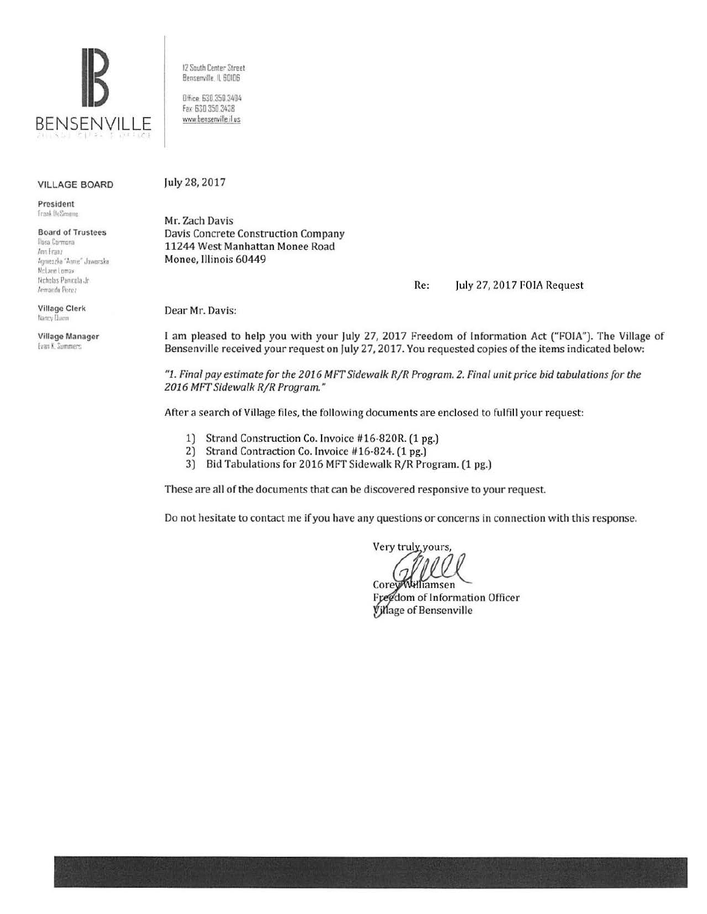BENSENVILLE

12 South Center Street
Bensenville, IL 60106

Office: 630.350.3404
Fax: 630.350.3438
www.bensenville.il.us

**VILLAGE BOARD**

**President**
Frank DeSimone

**Board of Trustees**
Rosa Carmona
Ann Franz
Agnieszka "Annie" Jaworska
McLane Lomax
Nicholas Panicola Jr.
Armando Perez

**Village Clerk**
Nancy Quinn

**Village Manager**
Evan K. Summers

July 28, 2017

Mr. Zach Davis
Davis Concrete Construction Company
11244 West Manhattan Monee Road
Monee, Illinois 60449

Re: July 27, 2017 FOIA Request

Dear Mr. Davis:

I am pleased to help you with your July 27, 2017 Freedom of Information Act ("FOIA"). The Village of Bensenville received your request on July 27, 2017. You requested copies of the items indicated below:

*"1. Final pay estimate for the 2016 MFT Sidewalk R/R Program. 2. Final unit price bid tabulations for the 2016 MFT Sidewalk R/R Program."*

After a search of Village files, the following documents are enclosed to fulfill your request:

1) Strand Construction Co. Invoice #16-820R. (1 pg.)
2) Strand Contraction Co. Invoice #16-824. (1 pg.)
3) Bid Tabulations for 2016 MFT Sidewalk R/R Program. (1 pg.)

These are all of the documents that can be discovered responsive to your request.

Do not hesitate to contact me if you have any questions or concerns in connection with this response.

Very truly yours,

Corey Williamsen
Freedom of Information Officer
Village of Bensenville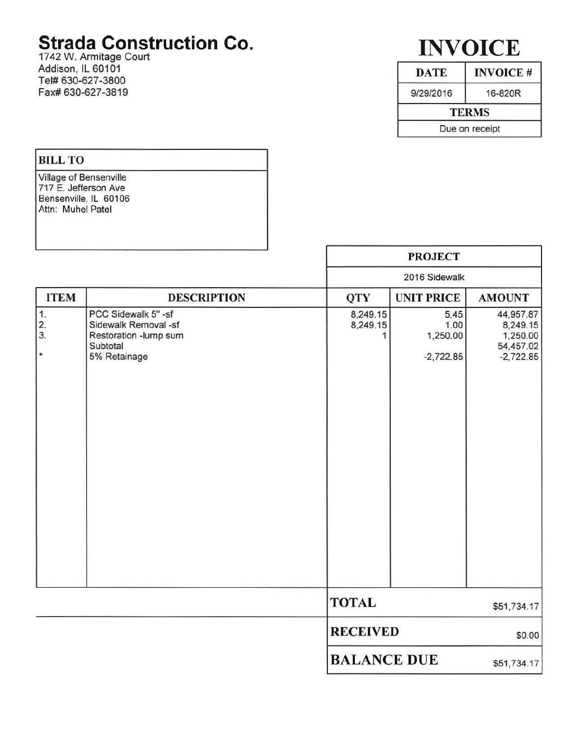# Strada Construction Co.

1742 W. Armitage Court
Addison, IL 60101
Tel# 630-627-3800
Fax# 630-627-3819

# INVOICE

| DATE | INVOICE # |
|---|---|
| 9/29/2016 | 16-820R |

| TERMS |
|---|
| Due on receipt |

| BILL TO |
|---|
| Village of Bensenville<br>717 E. Jefferson Ave<br>Bensenville, IL 60106<br>Attn: Muhel Patel |

| PROJECT |
|---|
| 2016 Sidewalk |

| ITEM | DESCRIPTION | QTY | UNIT PRICE | AMOUNT |
|---|---|---|---|---|
| 1. | PCC Sidewalk 5" -sf | 8,249.15 | 5.45 | 44,957.87 |
| 2. | Sidewalk Removal -sf | 8,249.15 | 1.00 | 8,249.15 |
| 3. | Restoration -lump sum | 1 | 1,250.00 | 1,250.00 |
| | Subtotal | | | 54,457.02 |
| * | 5% Retainage | | -2,722.85 | -2,722.85 |

| | |
|---|---|
| **TOTAL** | $51,734.17 |
| **RECEIVED** | $0.00 |
| **BALANCE DUE** | $51,734.17 |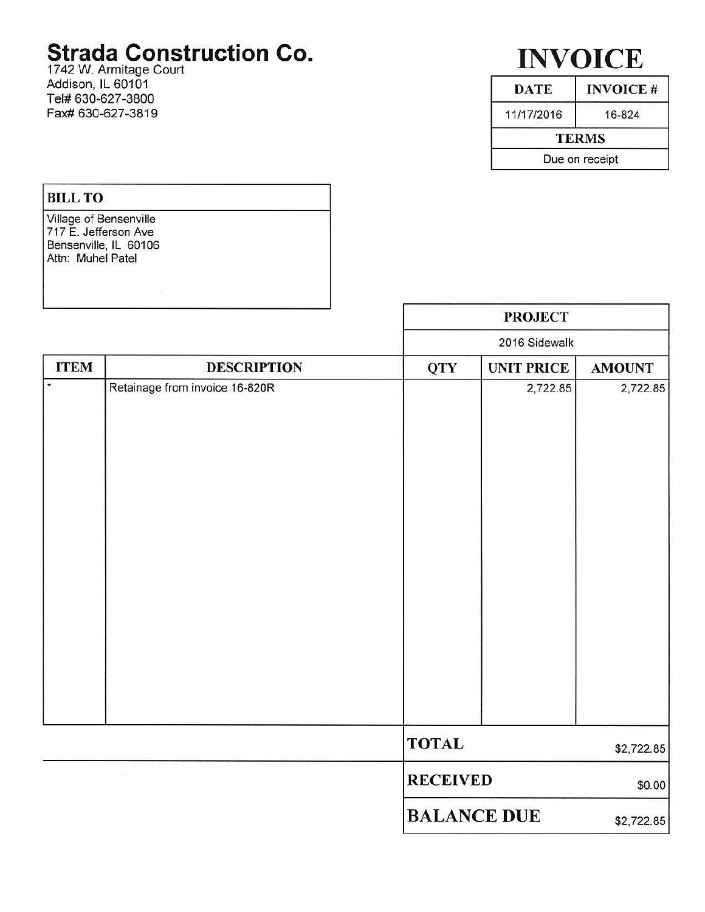# Strada Construction Co.

1742 W. Armitage Court
Addison, IL 60101
Tel# 630-627-3800
Fax# 630-627-3819

# INVOICE

| DATE | INVOICE # |
|---|---|
| 11/17/2016 | 16-824 |

| TERMS |
|---|
| Due on receipt |

| BILL TO |
|---|
| Village of Bensenville<br>717 E. Jefferson Ave<br>Bensenville, IL 60106<br>Attn: Muhel Patel |

| PROJECT |
|---|
| 2016 Sidewalk |

| ITEM | DESCRIPTION | QTY | UNIT PRICE | AMOUNT |
|---|---|---|---|---|
| * | Retainage from invoice 16-820R | | 2,722.85 | 2,722.85 |

| | |
|---|---|
| **TOTAL** | $2,722.85 |
| **RECEIVED** | $0.00 |
| **BALANCE DUE** | $2,722.85 |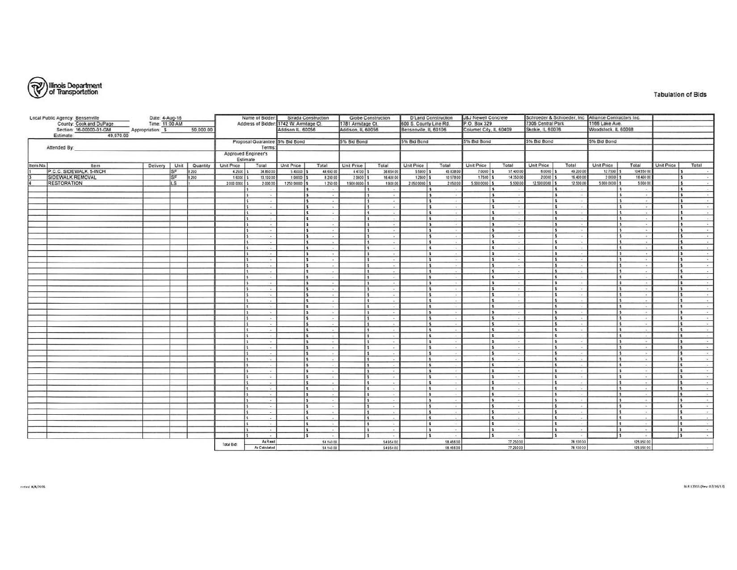Illinois Department of Transportation

# Tabulation of Bids

| | |
|---|---|
| Local Public Agency: | Bensenville |
| County: | Cook and DuPage |
| Section: | 16-00000-01-GM |
| Estimate: | 49,970.00 |
| Date: | 4-Aug-16 |
| Time: | 11:00 AM |
| Appropriation: | $ 50,000.00 |
| Attended By: | |

| | Name of Bidder | Address of Bidder | Proposal Guarantee |
|---|---|---|---|
| Approved Engineer's Estimate | | | |
| Bidder 1 | Strada Construction | 1742 W. Armitage Ct. Addison IL 60056 | 5% Bid Bond |
| Bidder 2 | Globe Construction | 1781 Armitage Ct. Addison, IL 60056 | 5% Bid Bond |
| Bidder 3 | D'Land Construction | 600 S. County Line Rd. Bensenville, IL 60106 | 5% Bid Bond |
| Bidder 4 | J&J Newell Concrete | P.O. Box 329 Calumet City, IL 60409 | 5% Bid Bond |
| Bidder 5 | Schroeder & Schroeder, Inc | 7306 Central Park Skokie, IL 60076 | 5% Bid Bond |
| Bidder 6 | Alliance Contractors Inc. | 1166 Lake Ave. Woodstock, IL 60098 | 5% Bid Bond |

| Item No. | Item | Delivery | Unit | Quantity | Engineer's Estimate Unit Price | Engineer's Estimate Total | Strada Construction Unit Price | Strada Construction Total | Globe Construction Unit Price | Globe Construction Total | D'Land Construction Unit Price | D'Land Construction Total | J&J Newell Concrete Unit Price | J&J Newell Concrete Total | Schroeder & Schroeder, Inc Unit Price | Schroeder & Schroeder, Inc Total | Alliance Contractors Inc. Unit Price | Alliance Contractors Inc. Total | Unit Price | Total |
|---|---|---|---|---|---|---|---|---|---|---|---|---|---|---|---|---|---|---|---|---|
| 1 | P.C.C. SIDEWALK, 5-INCH | | SF | 8,200 | 4.2500 | $ 34,850.00 | 5.4500 | $ 44,690.00 | 4.4700 | $ 36,654.00 | 5.5900 | $ 45,838.00 | 7.0000 | $ 57,400.00 | 6.0000 | $ 49,200.00 | 12.7500 | $ 104,550.00 | | $ - |
| 3 | SIDEWALK REMOVAL | | SF | 8,200 | 1.6000 | $ 13,120.00 | 1.0000 | $ 8,200.00 | 2.0000 | $ 16,400.00 | 1.2900 | $ 10,578.00 | 1.7500 | $ 14,350.00 | 2.0000 | $ 16,400.00 | 2.0000 | $ 16,400.00 | | $ - |
| 4 | RESTORATION | | LS | 1 | 2,000.0000 | $ 2,000.00 | 1,250.0000 | $ 1,250.00 | 1,900.0000 | $ 1,900.00 | 2,050.0000 | $ 2,050.00 | 5,500.0000 | $ 5,500.00 | 12,500.0000 | $ 12,500.00 | 5,000.0000 | $ 5,000.00 | | $ - |
| Total Bid: As Read | | | | | | | | 54,140.00 | | 54,954.00 | | 58,466.00 | | 77,250.00 | | 78,100.00 | | 125,950.00 | | |
| Total Bid: As Calculated | | | | | | | | 54,140.00 | | 54,954.00 | | 58,466.00 | | 77,250.00 | | 78,100.00 | | 125,950.00 | | - |

Printed 8/8/2016

BLR 12315 (Rev. 07/16/13)